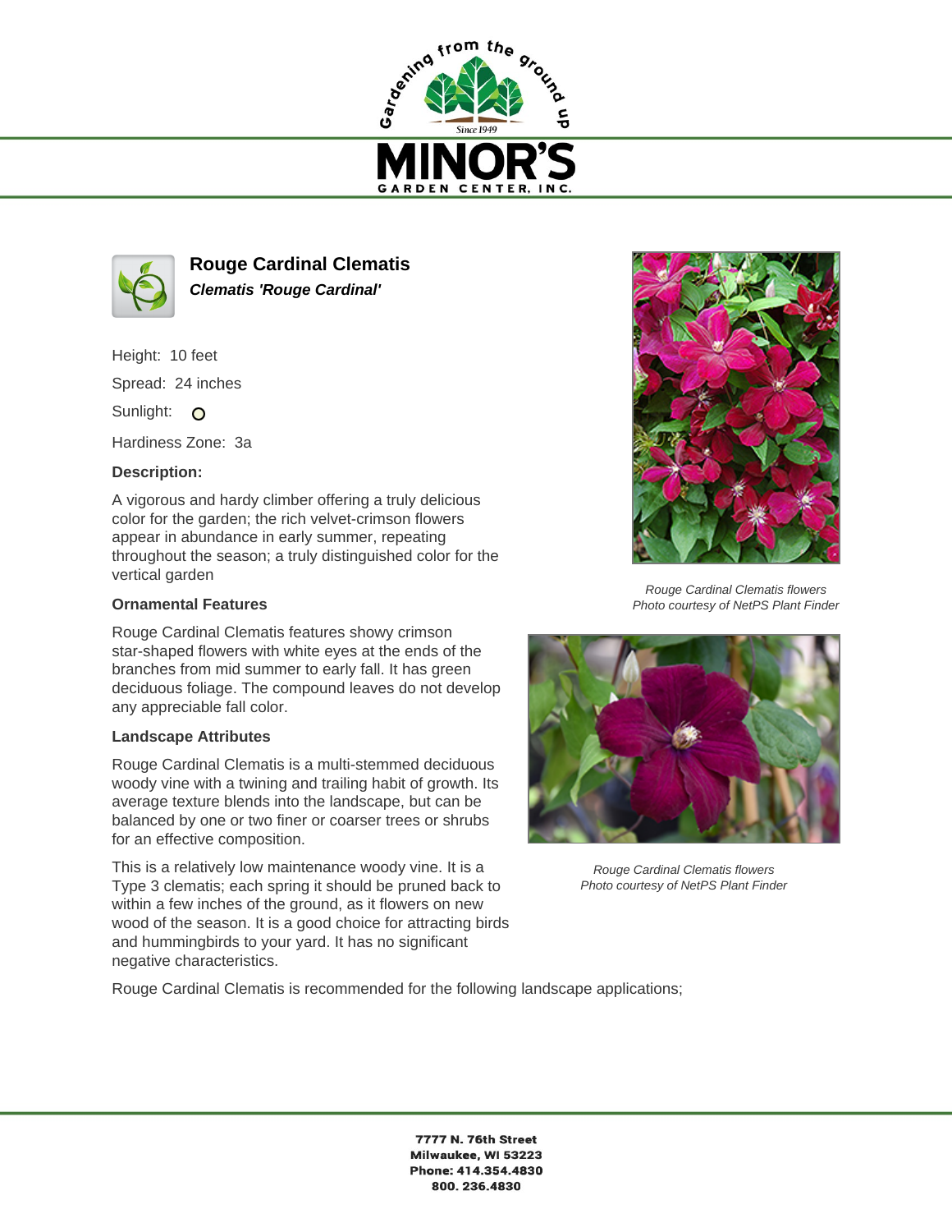# Rouge Cardinal Clematis

***Clematis 'Rouge Cardinal'***

Height: 10 feet

Spread: 24 inches

Sunlight: O

Hardiness Zone: 3a

**Description:**

A vigorous and hardy climber offering a truly delicious color for the garden; the rich velvet-crimson flowers appear in abundance in early summer, repeating throughout the season; a truly distinguished color for the vertical garden

*Rouge Cardinal Clematis flowers*
*Photo courtesy of NetPS Plant Finder*

### Ornamental Features

Rouge Cardinal Clematis features showy crimson star-shaped flowers with white eyes at the ends of the branches from mid summer to early fall. It has green deciduous foliage. The compound leaves do not develop any appreciable fall color.

*Rouge Cardinal Clematis flowers*
*Photo courtesy of NetPS Plant Finder*

### Landscape Attributes

Rouge Cardinal Clematis is a multi-stemmed deciduous woody vine with a twining and trailing habit of growth. Its average texture blends into the landscape, but can be balanced by one or two finer or coarser trees or shrubs for an effective composition.

This is a relatively low maintenance woody vine. It is a Type 3 clematis; each spring it should be pruned back to within a few inches of the ground, as it flowers on new wood of the season. It is a good choice for attracting birds and hummingbirds to your yard. It has no significant negative characteristics.

Rouge Cardinal Clematis is recommended for the following landscape applications;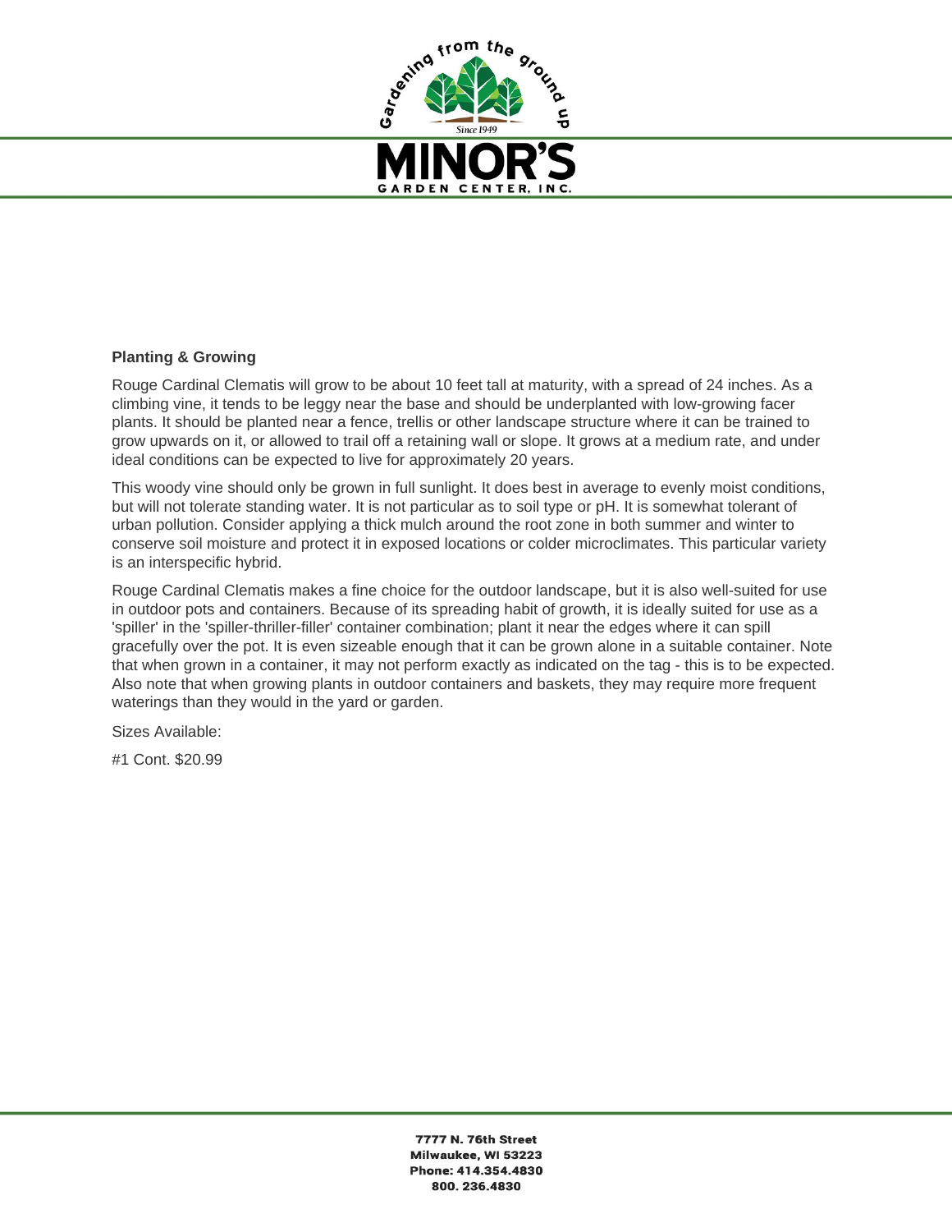**Planting & Growing**

Rouge Cardinal Clematis will grow to be about 10 feet tall at maturity, with a spread of 24 inches. As a climbing vine, it tends to be leggy near the base and should be underplanted with low-growing facer plants. It should be planted near a fence, trellis or other landscape structure where it can be trained to grow upwards on it, or allowed to trail off a retaining wall or slope. It grows at a medium rate, and under ideal conditions can be expected to live for approximately 20 years.

This woody vine should only be grown in full sunlight. It does best in average to evenly moist conditions, but will not tolerate standing water. It is not particular as to soil type or pH. It is somewhat tolerant of urban pollution. Consider applying a thick mulch around the root zone in both summer and winter to conserve soil moisture and protect it in exposed locations or colder microclimates. This particular variety is an interspecific hybrid.

Rouge Cardinal Clematis makes a fine choice for the outdoor landscape, but it is also well-suited for use in outdoor pots and containers. Because of its spreading habit of growth, it is ideally suited for use as a 'spiller' in the 'spiller-thriller-filler' container combination; plant it near the edges where it can spill gracefully over the pot. It is even sizeable enough that it can be grown alone in a suitable container. Note that when grown in a container, it may not perform exactly as indicated on the tag - this is to be expected. Also note that when growing plants in outdoor containers and baskets, they may require more frequent waterings than they would in the yard or garden.

Sizes Available:

#1 Cont. $20.99